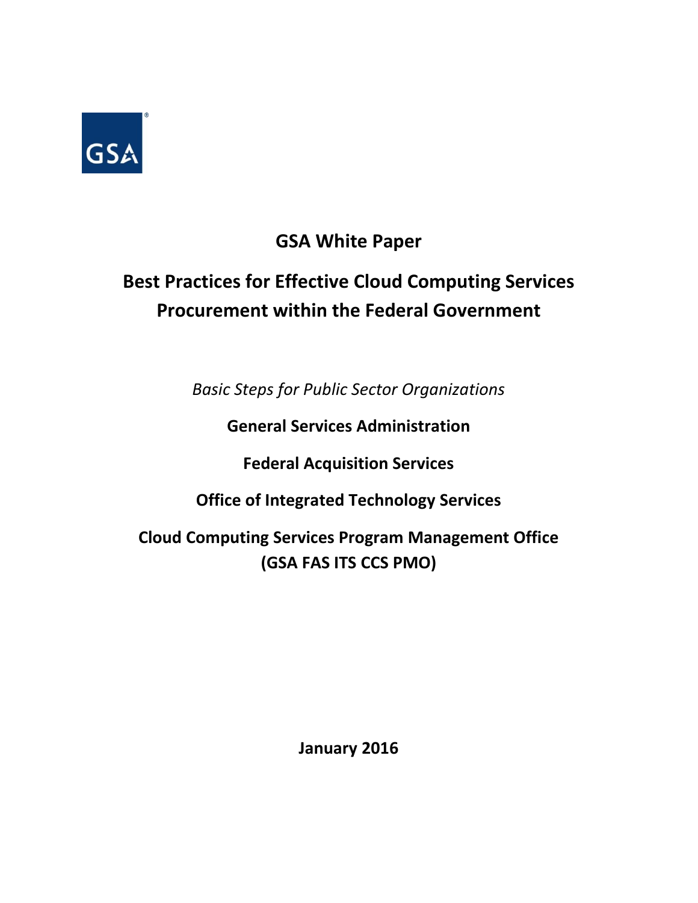GSA

# GSA White Paper

## Best Practices for Effective Cloud Computing Services Procurement within the Federal Government

*Basic Steps for Public Sector Organizations*

**General Services Administration**

**Federal Acquisition Services**

**Office of Integrated Technology Services**

**Cloud Computing Services Program Management Office (GSA FAS ITS CCS PMO)**

**January 2016**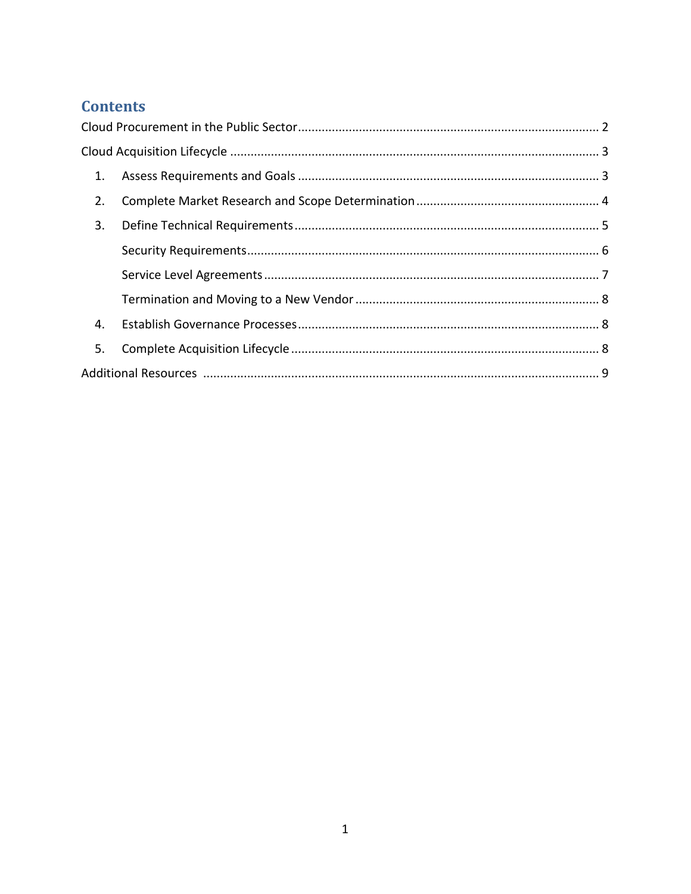## Contents

Cloud Procurement in the Public Sector ........................................................................................ 2

Cloud Acquisition Lifecycle ............................................................................................................ 3

1. Assess Requirements and Goals ........................................................................................ 3
2. Complete Market Research and Scope Determination ..................................................... 4
3. Define Technical Requirements ......................................................................................... 5
   - Security Requirements ...................................................................................................... 6
   - Service Level Agreements ................................................................................................. 7
   - Termination and Moving to a New Vendor ....................................................................... 8
4. Establish Governance Processes ........................................................................................ 8
5. Complete Acquisition Lifecycle .......................................................................................... 8

Additional Resources .................................................................................................................... 9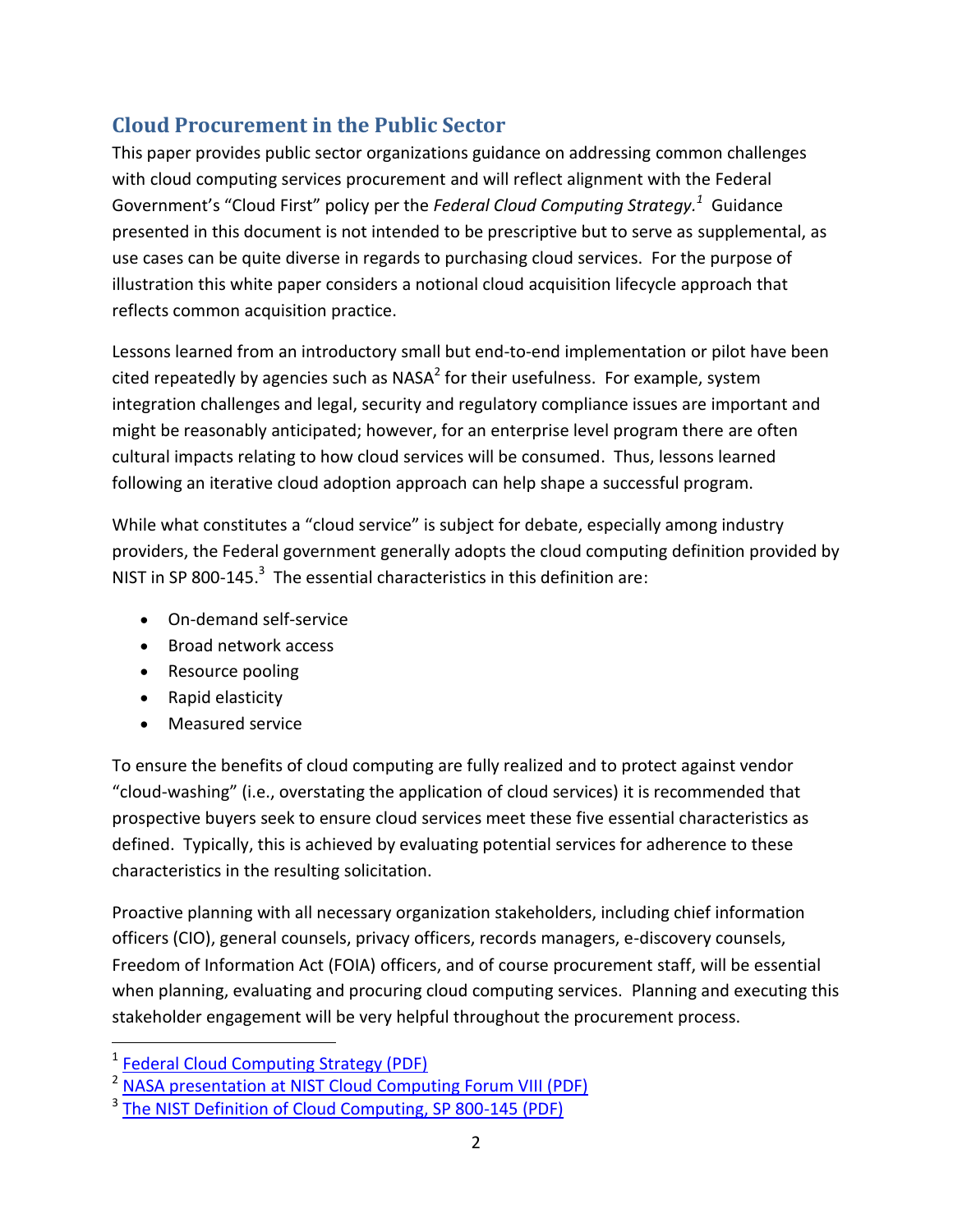## Cloud Procurement in the Public Sector

This paper provides public sector organizations guidance on addressing common challenges with cloud computing services procurement and will reflect alignment with the Federal Government's "Cloud First" policy per the *Federal Cloud Computing Strategy.*[1] Guidance presented in this document is not intended to be prescriptive but to serve as supplemental, as use cases can be quite diverse in regards to purchasing cloud services. For the purpose of illustration this white paper considers a notional cloud acquisition lifecycle approach that reflects common acquisition practice.

Lessons learned from an introductory small but end-to-end implementation or pilot have been cited repeatedly by agencies such as NASA[2] for their usefulness. For example, system integration challenges and legal, security and regulatory compliance issues are important and might be reasonably anticipated; however, for an enterprise level program there are often cultural impacts relating to how cloud services will be consumed. Thus, lessons learned following an iterative cloud adoption approach can help shape a successful program.

While what constitutes a "cloud service" is subject for debate, especially among industry providers, the Federal government generally adopts the cloud computing definition provided by NIST in SP 800-145.[3] The essential characteristics in this definition are:

- On-demand self-service
- Broad network access
- Resource pooling
- Rapid elasticity
- Measured service

To ensure the benefits of cloud computing are fully realized and to protect against vendor "cloud-washing" (i.e., overstating the application of cloud services) it is recommended that prospective buyers seek to ensure cloud services meet these five essential characteristics as defined. Typically, this is achieved by evaluating potential services for adherence to these characteristics in the resulting solicitation.

Proactive planning with all necessary organization stakeholders, including chief information officers (CIO), general counsels, privacy officers, records managers, e-discovery counsels, Freedom of Information Act (FOIA) officers, and of course procurement staff, will be essential when planning, evaluating and procuring cloud computing services. Planning and executing this stakeholder engagement will be very helpful throughout the procurement process.

---

[1] Federal Cloud Computing Strategy (PDF)

[2] NASA presentation at NIST Cloud Computing Forum VIII (PDF)

[3] The NIST Definition of Cloud Computing, SP 800-145 (PDF)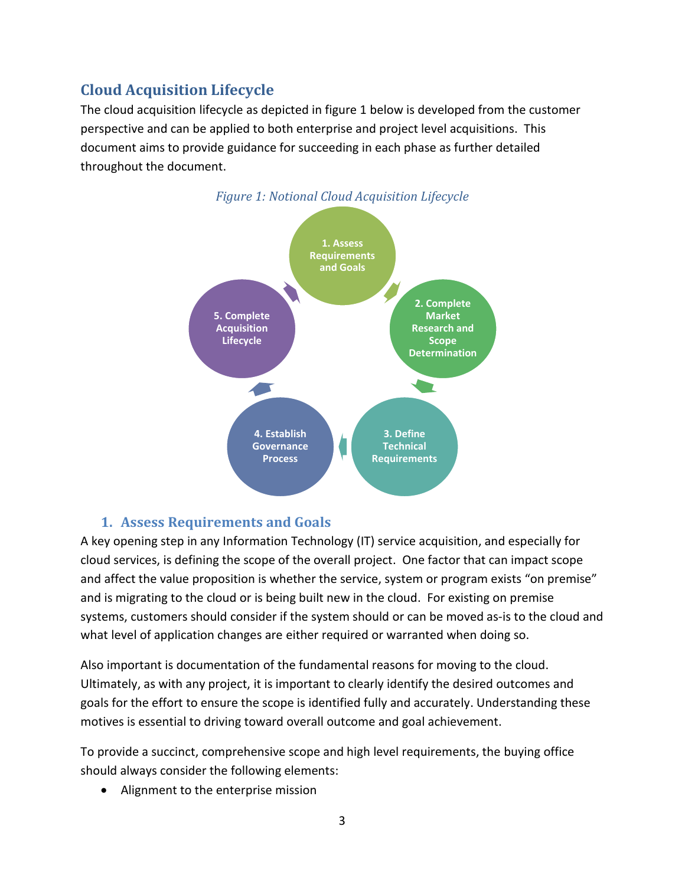## Cloud Acquisition Lifecycle

The cloud acquisition lifecycle as depicted in figure 1 below is developed from the customer perspective and can be applied to both enterprise and project level acquisitions. This document aims to provide guidance for succeeding in each phase as further detailed throughout the document.

*Figure 1: Notional Cloud Acquisition Lifecycle*

1. Assess Requirements and Goals
2. Complete Market Research and Scope Determination
3. Define Technical Requirements
4. Establish Governance Process
5. Complete Acquisition Lifecycle

### 1. Assess Requirements and Goals

A key opening step in any Information Technology (IT) service acquisition, and especially for cloud services, is defining the scope of the overall project. One factor that can impact scope and affect the value proposition is whether the service, system or program exists "on premise" and is migrating to the cloud or is being built new in the cloud. For existing on premise systems, customers should consider if the system should or can be moved as-is to the cloud and what level of application changes are either required or warranted when doing so.

Also important is documentation of the fundamental reasons for moving to the cloud. Ultimately, as with any project, it is important to clearly identify the desired outcomes and goals for the effort to ensure the scope is identified fully and accurately. Understanding these motives is essential to driving toward overall outcome and goal achievement.

To provide a succinct, comprehensive scope and high level requirements, the buying office should always consider the following elements:

- Alignment to the enterprise mission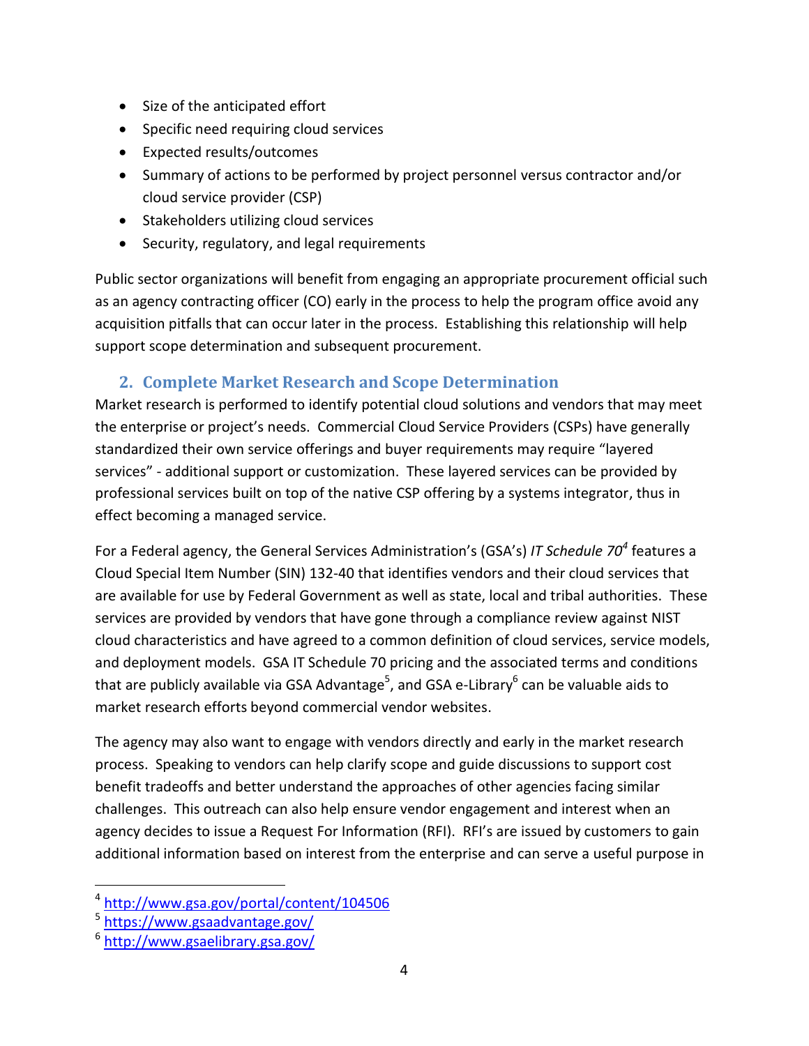- Size of the anticipated effort
- Specific need requiring cloud services
- Expected results/outcomes
- Summary of actions to be performed by project personnel versus contractor and/or cloud service provider (CSP)
- Stakeholders utilizing cloud services
- Security, regulatory, and legal requirements

Public sector organizations will benefit from engaging an appropriate procurement official such as an agency contracting officer (CO) early in the process to help the program office avoid any acquisition pitfalls that can occur later in the process. Establishing this relationship will help support scope determination and subsequent procurement.

## 2. Complete Market Research and Scope Determination

Market research is performed to identify potential cloud solutions and vendors that may meet the enterprise or project's needs. Commercial Cloud Service Providers (CSPs) have generally standardized their own service offerings and buyer requirements may require "layered services" - additional support or customization. These layered services can be provided by professional services built on top of the native CSP offering by a systems integrator, thus in effect becoming a managed service.

For a Federal agency, the General Services Administration's (GSA's) *IT Schedule 70*[4] features a Cloud Special Item Number (SIN) 132-40 that identifies vendors and their cloud services that are available for use by Federal Government as well as state, local and tribal authorities. These services are provided by vendors that have gone through a compliance review against NIST cloud characteristics and have agreed to a common definition of cloud services, service models, and deployment models. GSA IT Schedule 70 pricing and the associated terms and conditions that are publicly available via GSA Advantage[5], and GSA e-Library[6] can be valuable aids to market research efforts beyond commercial vendor websites.

The agency may also want to engage with vendors directly and early in the market research process. Speaking to vendors can help clarify scope and guide discussions to support cost benefit tradeoffs and better understand the approaches of other agencies facing similar challenges. This outreach can also help ensure vendor engagement and interest when an agency decides to issue a Request For Information (RFI). RFI's are issued by customers to gain additional information based on interest from the enterprise and can serve a useful purpose in

[4] http://www.gsa.gov/portal/content/104506
[5] https://www.gsaadvantage.gov/
[6] http://www.gsaelibrary.gsa.gov/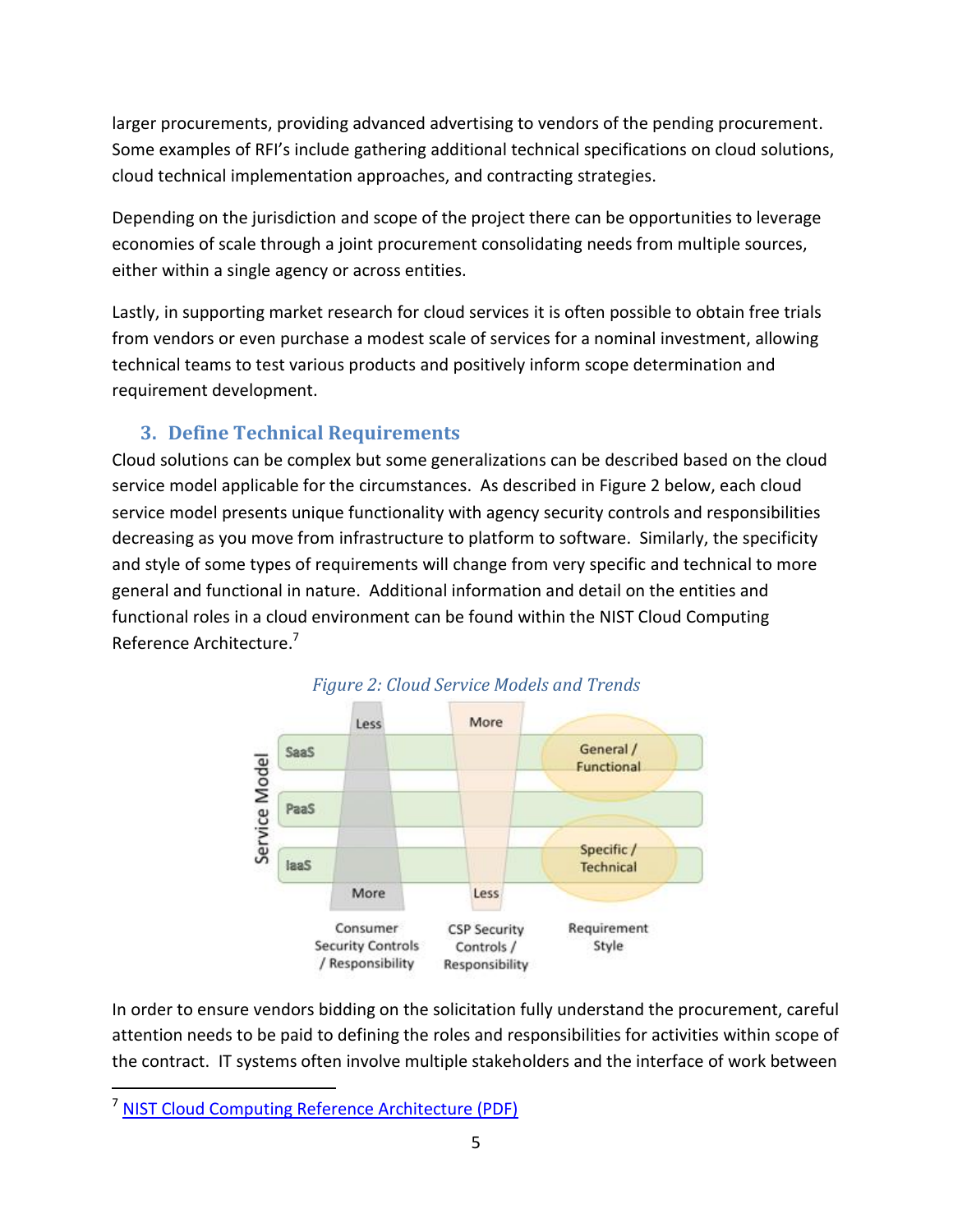larger procurements, providing advanced advertising to vendors of the pending procurement. Some examples of RFI's include gathering additional technical specifications on cloud solutions, cloud technical implementation approaches, and contracting strategies.

Depending on the jurisdiction and scope of the project there can be opportunities to leverage economies of scale through a joint procurement consolidating needs from multiple sources, either within a single agency or across entities.

Lastly, in supporting market research for cloud services it is often possible to obtain free trials from vendors or even purchase a modest scale of services for a nominal investment, allowing technical teams to test various products and positively inform scope determination and requirement development.

## 3. Define Technical Requirements

Cloud solutions can be complex but some generalizations can be described based on the cloud service model applicable for the circumstances. As described in Figure 2 below, each cloud service model presents unique functionality with agency security controls and responsibilities decreasing as you move from infrastructure to platform to software. Similarly, the specificity and style of some types of requirements will change from very specific and technical to more general and functional in nature. Additional information and detail on the entities and functional roles in a cloud environment can be found within the NIST Cloud Computing Reference Architecture.[7]

*Figure 2: Cloud Service Models and Trends*

| Service Model | Consumer Security Controls / Responsibility | CSP Security Controls / Responsibility | Requirement Style |
| --- | --- | --- | --- |
| SaaS | Less | More | General / Functional |
| PaaS | | | |
| IaaS | More | Less | Specific / Technical |

In order to ensure vendors bidding on the solicitation fully understand the procurement, careful attention needs to be paid to defining the roles and responsibilities for activities within scope of the contract. IT systems often involve multiple stakeholders and the interface of work between

---

[7] NIST Cloud Computing Reference Architecture (PDF)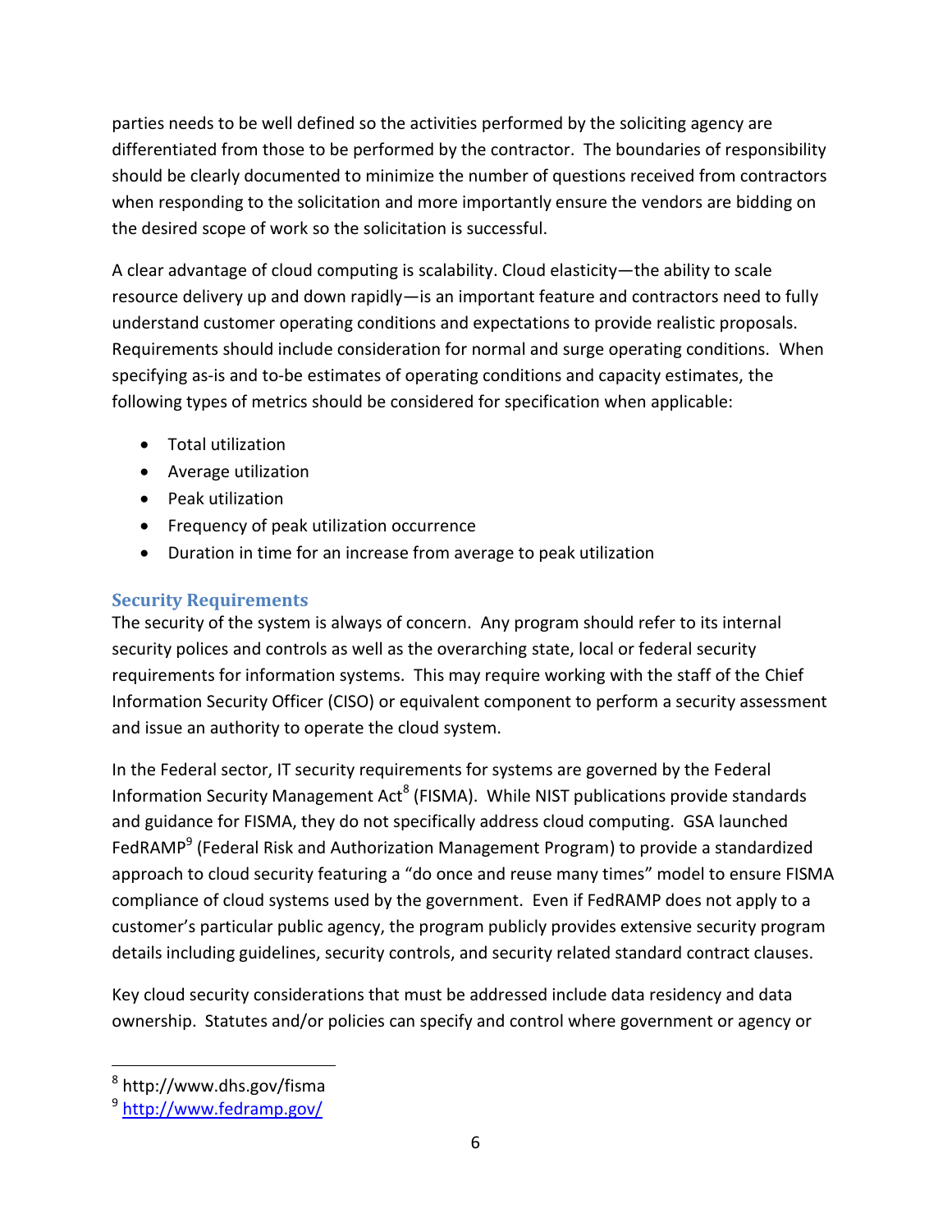parties needs to be well defined so the activities performed by the soliciting agency are differentiated from those to be performed by the contractor. The boundaries of responsibility should be clearly documented to minimize the number of questions received from contractors when responding to the solicitation and more importantly ensure the vendors are bidding on the desired scope of work so the solicitation is successful.

A clear advantage of cloud computing is scalability. Cloud elasticity—the ability to scale resource delivery up and down rapidly—is an important feature and contractors need to fully understand customer operating conditions and expectations to provide realistic proposals. Requirements should include consideration for normal and surge operating conditions. When specifying as-is and to-be estimates of operating conditions and capacity estimates, the following types of metrics should be considered for specification when applicable:

- Total utilization
- Average utilization
- Peak utilization
- Frequency of peak utilization occurrence
- Duration in time for an increase from average to peak utilization

### Security Requirements

The security of the system is always of concern. Any program should refer to its internal security polices and controls as well as the overarching state, local or federal security requirements for information systems. This may require working with the staff of the Chief Information Security Officer (CISO) or equivalent component to perform a security assessment and issue an authority to operate the cloud system.

In the Federal sector, IT security requirements for systems are governed by the Federal Information Security Management Act[8] (FISMA). While NIST publications provide standards and guidance for FISMA, they do not specifically address cloud computing. GSA launched FedRAMP[9] (Federal Risk and Authorization Management Program) to provide a standardized approach to cloud security featuring a "do once and reuse many times" model to ensure FISMA compliance of cloud systems used by the government. Even if FedRAMP does not apply to a customer's particular public agency, the program publicly provides extensive security program details including guidelines, security controls, and security related standard contract clauses.

Key cloud security considerations that must be addressed include data residency and data ownership. Statutes and/or policies can specify and control where government or agency or

---

[8] http://www.dhs.gov/fisma

[9] http://www.fedramp.gov/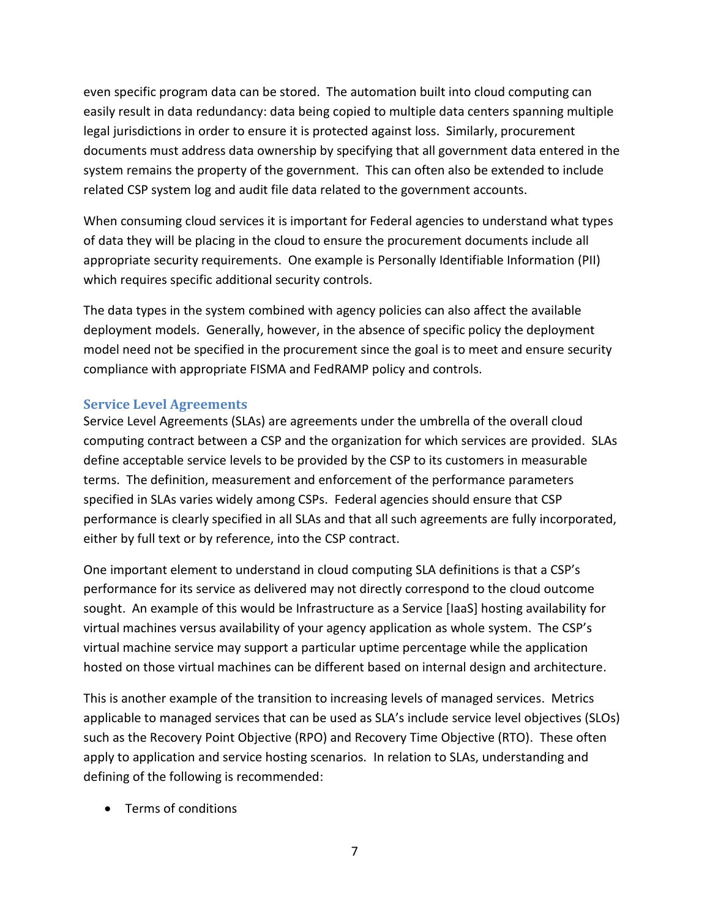even specific program data can be stored. The automation built into cloud computing can easily result in data redundancy: data being copied to multiple data centers spanning multiple legal jurisdictions in order to ensure it is protected against loss. Similarly, procurement documents must address data ownership by specifying that all government data entered in the system remains the property of the government. This can often also be extended to include related CSP system log and audit file data related to the government accounts.

When consuming cloud services it is important for Federal agencies to understand what types of data they will be placing in the cloud to ensure the procurement documents include all appropriate security requirements. One example is Personally Identifiable Information (PII) which requires specific additional security controls.

The data types in the system combined with agency policies can also affect the available deployment models. Generally, however, in the absence of specific policy the deployment model need not be specified in the procurement since the goal is to meet and ensure security compliance with appropriate FISMA and FedRAMP policy and controls.

## Service Level Agreements

Service Level Agreements (SLAs) are agreements under the umbrella of the overall cloud computing contract between a CSP and the organization for which services are provided. SLAs define acceptable service levels to be provided by the CSP to its customers in measurable terms. The definition, measurement and enforcement of the performance parameters specified in SLAs varies widely among CSPs. Federal agencies should ensure that CSP performance is clearly specified in all SLAs and that all such agreements are fully incorporated, either by full text or by reference, into the CSP contract.

One important element to understand in cloud computing SLA definitions is that a CSP's performance for its service as delivered may not directly correspond to the cloud outcome sought. An example of this would be Infrastructure as a Service [IaaS] hosting availability for virtual machines versus availability of your agency application as whole system. The CSP's virtual machine service may support a particular uptime percentage while the application hosted on those virtual machines can be different based on internal design and architecture.

This is another example of the transition to increasing levels of managed services. Metrics applicable to managed services that can be used as SLA's include service level objectives (SLOs) such as the Recovery Point Objective (RPO) and Recovery Time Objective (RTO). These often apply to application and service hosting scenarios. In relation to SLAs, understanding and defining of the following is recommended:

- Terms of conditions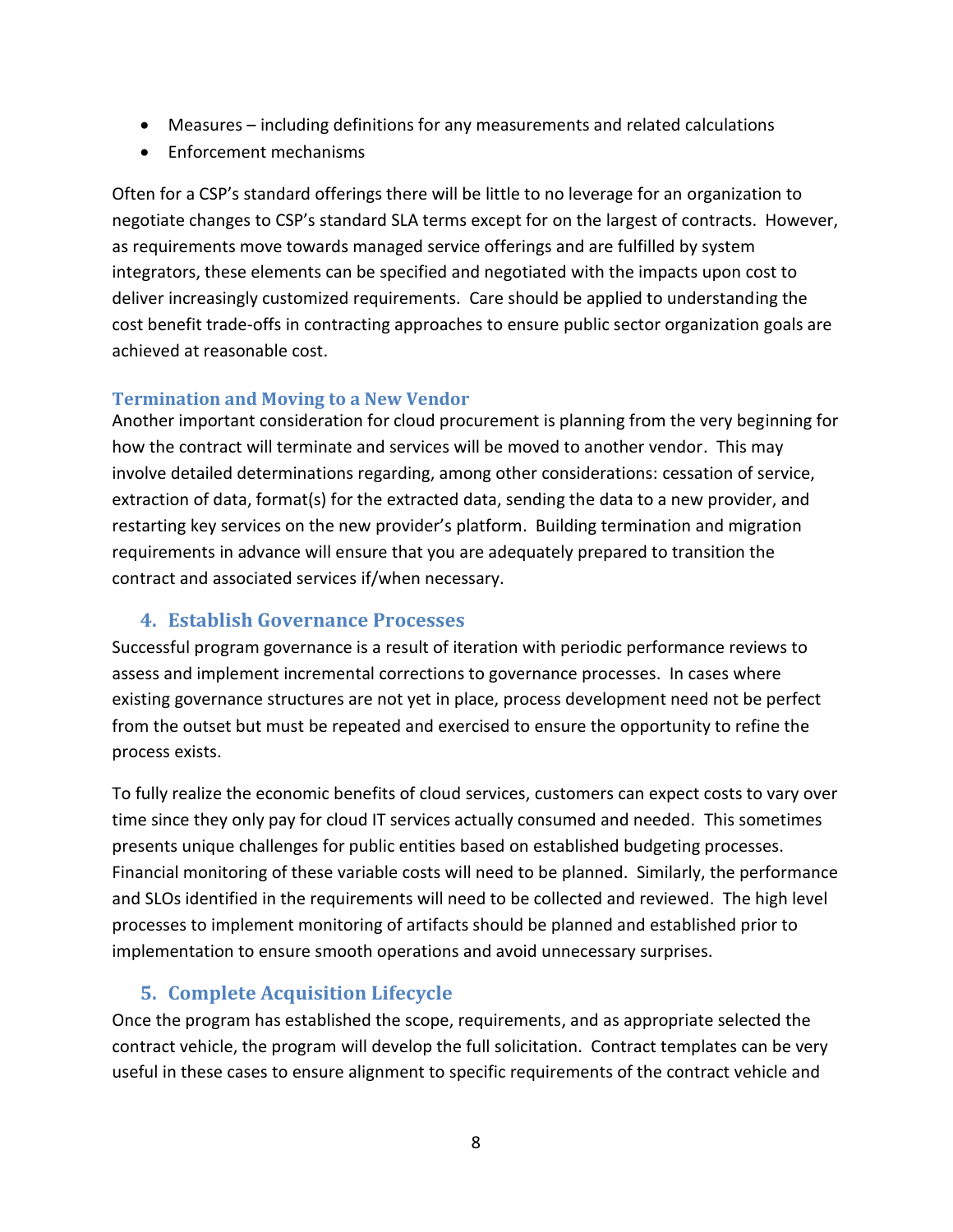- Measures – including definitions for any measurements and related calculations
- Enforcement mechanisms

Often for a CSP's standard offerings there will be little to no leverage for an organization to negotiate changes to CSP's standard SLA terms except for on the largest of contracts. However, as requirements move towards managed service offerings and are fulfilled by system integrators, these elements can be specified and negotiated with the impacts upon cost to deliver increasingly customized requirements. Care should be applied to understanding the cost benefit trade-offs in contracting approaches to ensure public sector organization goals are achieved at reasonable cost.

### Termination and Moving to a New Vendor

Another important consideration for cloud procurement is planning from the very beginning for how the contract will terminate and services will be moved to another vendor. This may involve detailed determinations regarding, among other considerations: cessation of service, extraction of data, format(s) for the extracted data, sending the data to a new provider, and restarting key services on the new provider's platform. Building termination and migration requirements in advance will ensure that you are adequately prepared to transition the contract and associated services if/when necessary.

## 4. Establish Governance Processes

Successful program governance is a result of iteration with periodic performance reviews to assess and implement incremental corrections to governance processes. In cases where existing governance structures are not yet in place, process development need not be perfect from the outset but must be repeated and exercised to ensure the opportunity to refine the process exists.

To fully realize the economic benefits of cloud services, customers can expect costs to vary over time since they only pay for cloud IT services actually consumed and needed. This sometimes presents unique challenges for public entities based on established budgeting processes. Financial monitoring of these variable costs will need to be planned. Similarly, the performance and SLOs identified in the requirements will need to be collected and reviewed. The high level processes to implement monitoring of artifacts should be planned and established prior to implementation to ensure smooth operations and avoid unnecessary surprises.

## 5. Complete Acquisition Lifecycle

Once the program has established the scope, requirements, and as appropriate selected the contract vehicle, the program will develop the full solicitation. Contract templates can be very useful in these cases to ensure alignment to specific requirements of the contract vehicle and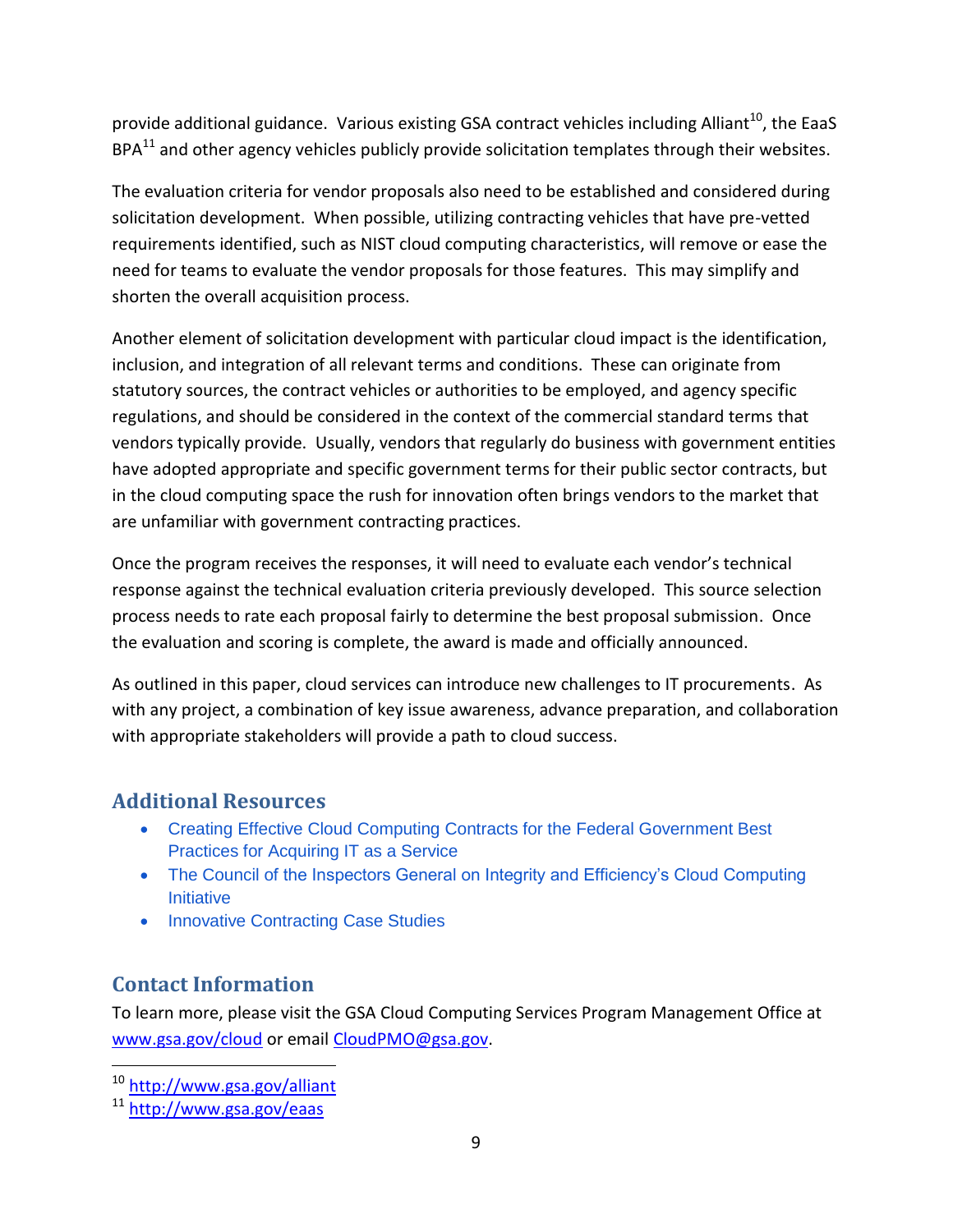provide additional guidance. Various existing GSA contract vehicles including Alliant[10], the EaaS BPA[11] and other agency vehicles publicly provide solicitation templates through their websites.

The evaluation criteria for vendor proposals also need to be established and considered during solicitation development. When possible, utilizing contracting vehicles that have pre-vetted requirements identified, such as NIST cloud computing characteristics, will remove or ease the need for teams to evaluate the vendor proposals for those features. This may simplify and shorten the overall acquisition process.

Another element of solicitation development with particular cloud impact is the identification, inclusion, and integration of all relevant terms and conditions. These can originate from statutory sources, the contract vehicles or authorities to be employed, and agency specific regulations, and should be considered in the context of the commercial standard terms that vendors typically provide. Usually, vendors that regularly do business with government entities have adopted appropriate and specific government terms for their public sector contracts, but in the cloud computing space the rush for innovation often brings vendors to the market that are unfamiliar with government contracting practices.

Once the program receives the responses, it will need to evaluate each vendor's technical response against the technical evaluation criteria previously developed. This source selection process needs to rate each proposal fairly to determine the best proposal submission. Once the evaluation and scoring is complete, the award is made and officially announced.

As outlined in this paper, cloud services can introduce new challenges to IT procurements. As with any project, a combination of key issue awareness, advance preparation, and collaboration with appropriate stakeholders will provide a path to cloud success.

## Additional Resources

- Creating Effective Cloud Computing Contracts for the Federal Government Best Practices for Acquiring IT as a Service
- The Council of the Inspectors General on Integrity and Efficiency's Cloud Computing Initiative
- Innovative Contracting Case Studies

## Contact Information

To learn more, please visit the GSA Cloud Computing Services Program Management Office at www.gsa.gov/cloud or email CloudPMO@gsa.gov.

[10] http://www.gsa.gov/alliant

[11] http://www.gsa.gov/eaas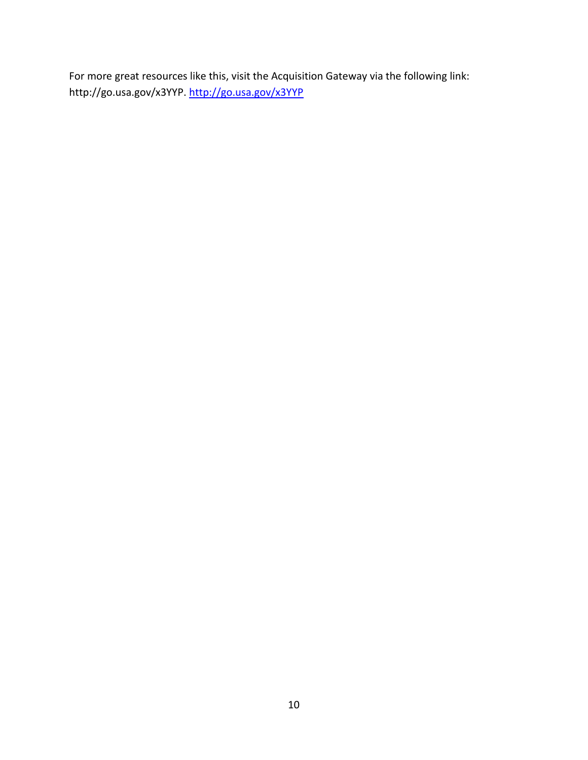For more great resources like this, visit the Acquisition Gateway via the following link: http://go.usa.gov/x3YYP. [http://go.usa.gov/x3YYP](http://go.usa.gov/x3YYP)